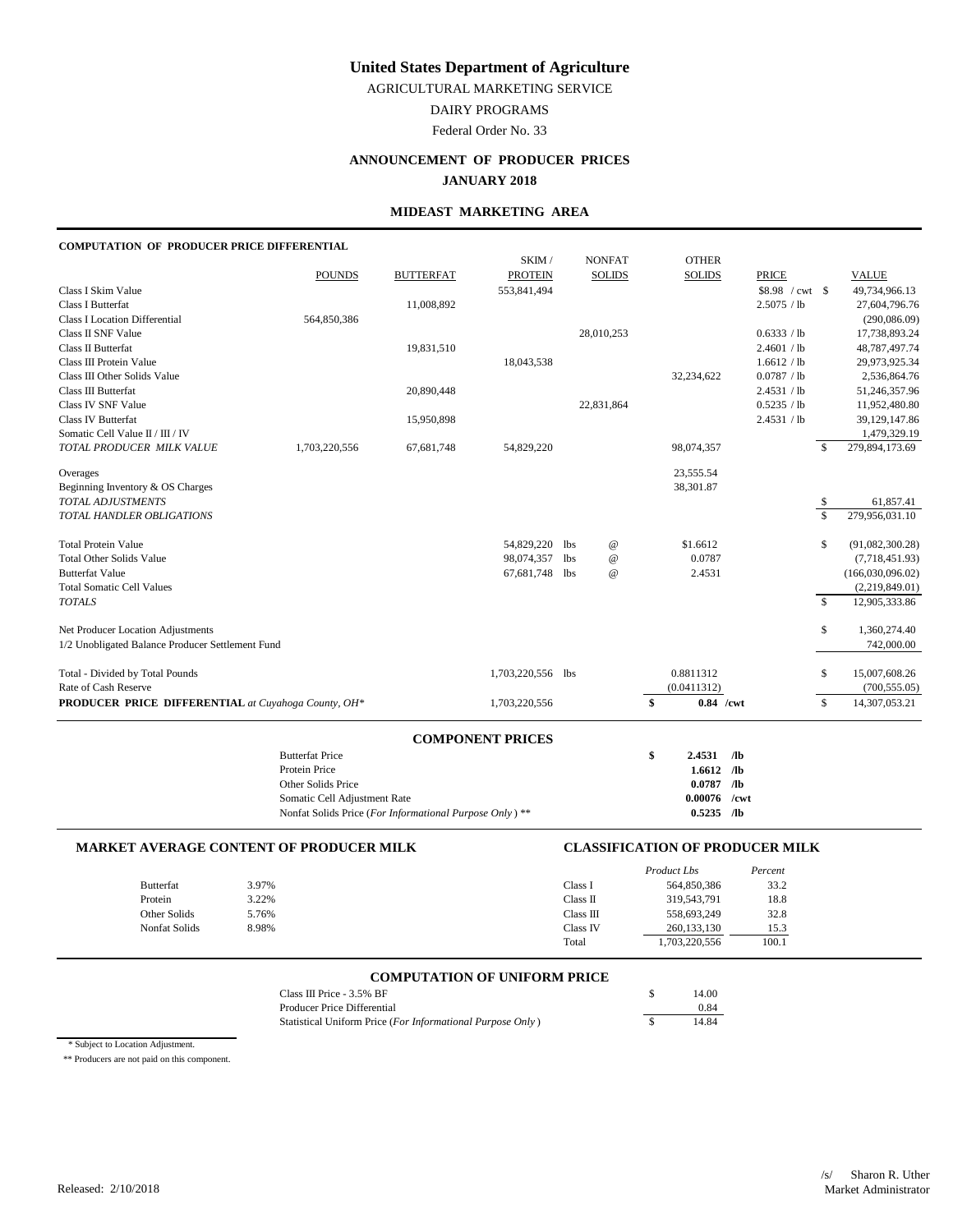# United States Department of Agriculture

AGRICULTURAL MARKETING SERVICE

DAIRY PROGRAMS

Federal Order No. 33

## ANNOUNCEMENT OF PRODUCER PRICES

### JANUARY 2018

### MIDEAST MARKETING AREA

**COMPUTATION OF PRODUCER PRICE DIFFERENTIAL**

| | POUNDS | BUTTERFAT | SKIM / PROTEIN | NONFAT SOLIDS | OTHER SOLIDS | PRICE | VALUE |
|---|---|---|---|---|---|---|---|
| Class I Skim Value | | | 553,841,494 | | | $8.98 / cwt | $ 49,734,966.13 |
| Class I Butterfat | | 11,008,892 | | | | 2.5075 / lb | 27,604,796.76 |
| Class I Location Differential | 564,850,386 | | | | | | (290,086.09) |
| Class II SNF Value | | | | 28,010,253 | | 0.6333 / lb | 17,738,893.24 |
| Class II Butterfat | | 19,831,510 | | | | 2.4601 / lb | 48,787,497.74 |
| Class III Protein Value | | | 18,043,538 | | | 1.6612 / lb | 29,973,925.34 |
| Class III Other Solids Value | | | | | 32,234,622 | 0.0787 / lb | 2,536,864.76 |
| Class III Butterfat | | 20,890,448 | | | | 2.4531 / lb | 51,246,357.96 |
| Class IV SNF Value | | | | 22,831,864 | | 0.5235 / lb | 11,952,480.80 |
| Class IV Butterfat | | 15,950,898 | | | | 2.4531 / lb | 39,129,147.86 |
| Somatic Cell Value II / III / IV | | | | | | | 1,479,329.19 |
| *TOTAL PRODUCER MILK VALUE* | 1,703,220,556 | 67,681,748 | 54,829,220 | | 98,074,357 | | $ 279,894,173.69 |
| Overages | | | | | 23,555.54 | | |
| Beginning Inventory & OS Charges | | | | | 38,301.87 | | |
| *TOTAL ADJUSTMENTS* | | | | | | | $ 61,857.41 |
| *TOTAL HANDLER OBLIGATIONS* | | | | | | | $ 279,956,031.10 |
| Total Protein Value | | | 54,829,220 lbs | @ | $1.6612 | | $ (91,082,300.28) |
| Total Other Solids Value | | | 98,074,357 lbs | @ | 0.0787 | | (7,718,451.93) |
| Butterfat Value | | | 67,681,748 lbs | @ | 2.4531 | | (166,030,096.02) |
| Total Somatic Cell Values | | | | | | | (2,219,849.01) |
| *TOTALS* | | | | | | | $ 12,905,333.86 |
| Net Producer Location Adjustments | | | | | | | $ 1,360,274.40 |
| 1/2 Unobligated Balance Producer Settlement Fund | | | | | | | 742,000.00 |
| Total - Divided by Total Pounds | | | 1,703,220,556 lbs | | 0.8811312 | | $ 15,007,608.26 |
| Rate of Cash Reserve | | | | | (0.0411312) | | (700,555.05) |
| **PRODUCER PRICE DIFFERENTIAL** *at Cuyahoga County, OH\** | | | 1,703,220,556 | | **$ 0.84 /cwt** | | $ 14,307,053.21 |

### COMPONENT PRICES

| | |
|---|---|
| Butterfat Price | **$ 2.4531 /lb** |
| Protein Price | **1.6612 /lb** |
| Other Solids Price | **0.0787 /lb** |
| Somatic Cell Adjustment Rate | **0.00076 /cwt** |
| Nonfat Solids Price (*For Informational Purpose Only*) ** | **0.5235 /lb** |

### MARKET AVERAGE CONTENT OF PRODUCER MILK

| | |
|---|---|
| Butterfat | 3.97% |
| Protein | 3.22% |
| Other Solids | 5.76% |
| Nonfat Solids | 8.98% |

### CLASSIFICATION OF PRODUCER MILK

| | *Product Lbs* | *Percent* |
|---|---|---|
| Class I | 564,850,386 | 33.2 |
| Class II | 319,543,791 | 18.8 |
| Class III | 558,693,249 | 32.8 |
| Class IV | 260,133,130 | 15.3 |
| Total | 1,703,220,556 | 100.1 |

### COMPUTATION OF UNIFORM PRICE

| | |
|---|---|
| Class III Price - 3.5% BF | $ 14.00 |
| Producer Price Differential | 0.84 |
| Statistical Uniform Price (*For Informational Purpose Only*) | $ 14.84 |

\* Subject to Location Adjustment.

** Producers are not paid on this component.

Released: 2/10/2018

/s/ Sharon R. Uther
Market Administrator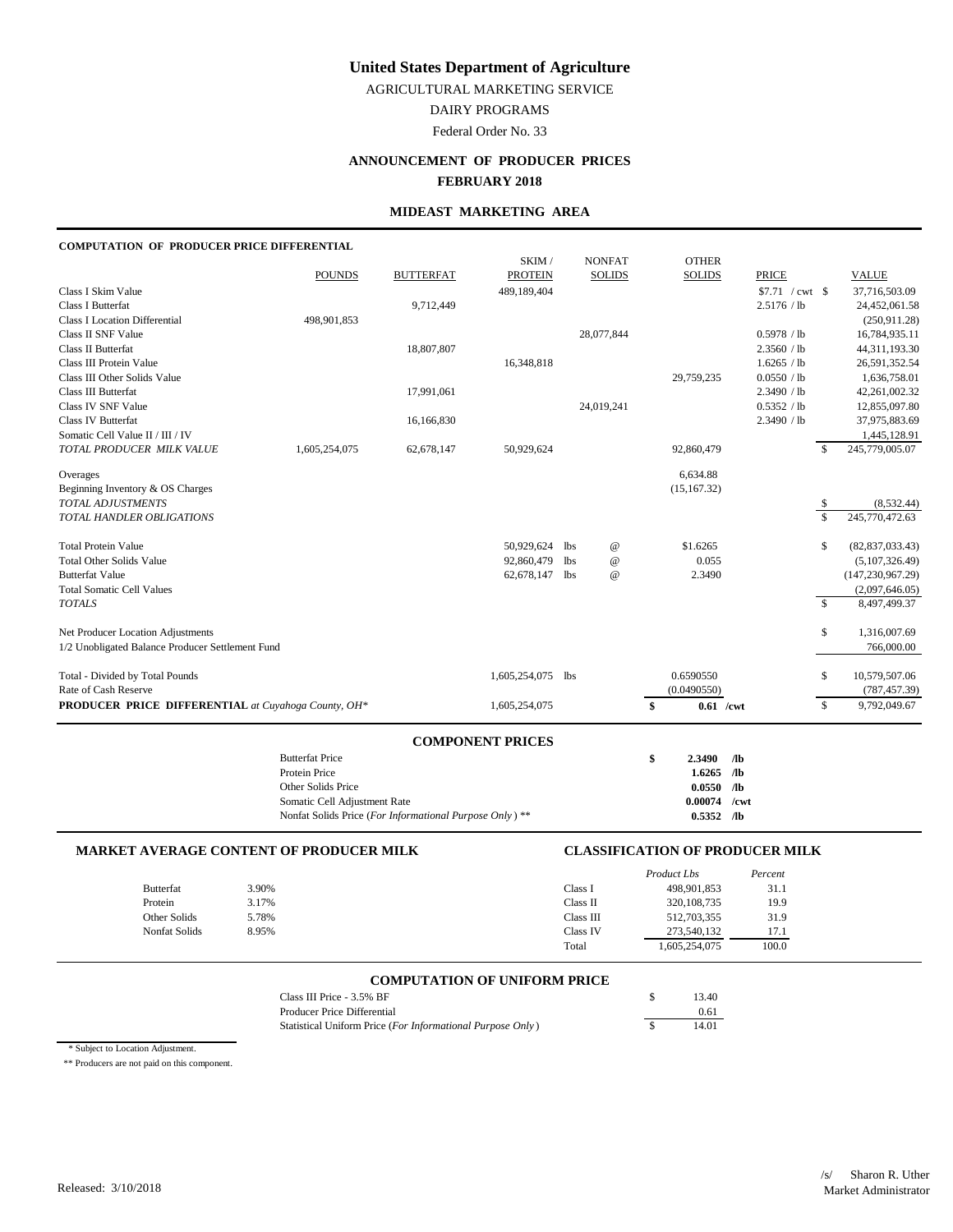# United States Department of Agriculture

AGRICULTURAL MARKETING SERVICE

DAIRY PROGRAMS

Federal Order No. 33

## ANNOUNCEMENT OF PRODUCER PRICES

## FEBRUARY 2018

### MIDEAST MARKETING AREA

**COMPUTATION OF PRODUCER PRICE DIFFERENTIAL**

| | POUNDS | BUTTERFAT | SKIM / PROTEIN | NONFAT SOLIDS | OTHER SOLIDS | PRICE | VALUE |
|---|---|---|---|---|---|---|---|
| Class I Skim Value | | | 489,189,404 | | | $7.71 / cwt | $ 37,716,503.09 |
| Class I Butterfat | | 9,712,449 | | | | 2.5176 / lb | 24,452,061.58 |
| Class I Location Differential | 498,901,853 | | | | | | (250,911.28) |
| Class II SNF Value | | | | 28,077,844 | | 0.5978 / lb | 16,784,935.11 |
| Class II Butterfat | | 18,807,807 | | | | 2.3560 / lb | 44,311,193.30 |
| Class III Protein Value | | | 16,348,818 | | | 1.6265 / lb | 26,591,352.54 |
| Class III Other Solids Value | | | | | 29,759,235 | 0.0550 / lb | 1,636,758.01 |
| Class III Butterfat | | 17,991,061 | | | | 2.3490 / lb | 42,261,002.32 |
| Class IV SNF Value | | | | 24,019,241 | | 0.5352 / lb | 12,855,097.80 |
| Class IV Butterfat | | 16,166,830 | | | | 2.3490 / lb | 37,975,883.69 |
| Somatic Cell Value II / III / IV | | | | | | | 1,445,128.91 |
| *TOTAL PRODUCER MILK VALUE* | 1,605,254,075 | 62,678,147 | 50,929,624 | | 92,860,479 | | $ 245,779,005.07 |
| Overages | | | | | 6,634.88 | | |
| Beginning Inventory & OS Charges | | | | | (15,167.32) | | |
| *TOTAL ADJUSTMENTS* | | | | | | | $ (8,532.44) |
| *TOTAL HANDLER OBLIGATIONS* | | | | | | | $ 245,770,472.63 |
| Total Protein Value | | | 50,929,624 lbs | @ | $1.6265 | | $ (82,837,033.43) |
| Total Other Solids Value | | | 92,860,479 lbs | @ | 0.055 | | (5,107,326.49) |
| Butterfat Value | | | 62,678,147 lbs | @ | 2.3490 | | (147,230,967.29) |
| Total Somatic Cell Values | | | | | | | (2,097,646.05) |
| *TOTALS* | | | | | | | $ 8,497,499.37 |
| Net Producer Location Adjustments | | | | | | | $ 1,316,007.69 |
| 1/2 Unobligated Balance Producer Settlement Fund | | | | | | | 766,000.00 |
| Total - Divided by Total Pounds | | | 1,605,254,075 lbs | | 0.6590550 | | $ 10,579,507.06 |
| Rate of Cash Reserve | | | | | (0.0490550) | | (787,457.39) |
| **PRODUCER PRICE DIFFERENTIAL** *at Cuyahoga County, OH** | | | 1,605,254,075 | | **$ 0.61 /cwt** | | $ 9,792,049.67 |

### COMPONENT PRICES

| | | |
|---|---|---|
| Butterfat Price | **$ 2.3490** | **/lb** |
| Protein Price | **1.6265** | **/lb** |
| Other Solids Price | **0.0550** | **/lb** |
| Somatic Cell Adjustment Rate | **0.00074** | **/cwt** |
| Nonfat Solids Price (*For Informational Purpose Only*) ** | **0.5352** | **/lb** |

### MARKET AVERAGE CONTENT OF PRODUCER MILK

| | |
|---|---|
| Butterfat | 3.90% |
| Protein | 3.17% |
| Other Solids | 5.78% |
| Nonfat Solids | 8.95% |

### CLASSIFICATION OF PRODUCER MILK

| | *Product Lbs* | *Percent* |
|---|---|---|
| Class I | 498,901,853 | 31.1 |
| Class II | 320,108,735 | 19.9 |
| Class III | 512,703,355 | 31.9 |
| Class IV | 273,540,132 | 17.1 |
| Total | 1,605,254,075 | 100.0 |

### COMPUTATION OF UNIFORM PRICE

| | |
|---|---|
| Class III Price - 3.5% BF | $ 13.40 |
| Producer Price Differential | 0.61 |
| Statistical Uniform Price (*For Informational Purpose Only*) | $ 14.01 |

\* Subject to Location Adjustment.

** Producers are not paid on this component.

Released: 3/10/2018

/s/ Sharon R. Uther
Market Administrator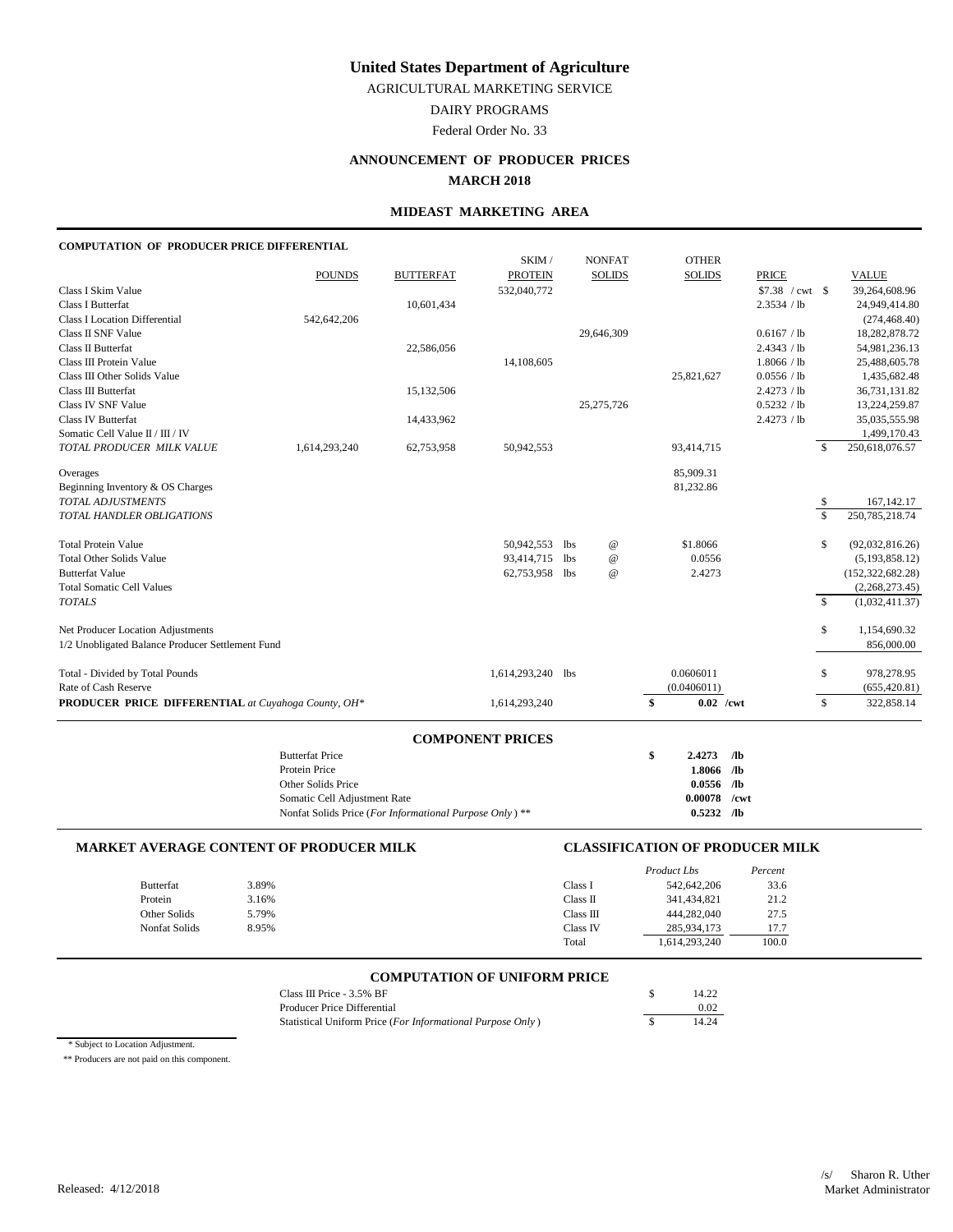# United States Department of Agriculture

AGRICULTURAL MARKETING SERVICE

DAIRY PROGRAMS

Federal Order No. 33

## ANNOUNCEMENT OF PRODUCER PRICES

**MARCH 2018**

### MIDEAST MARKETING AREA

**COMPUTATION OF PRODUCER PRICE DIFFERENTIAL**

| | POUNDS | BUTTERFAT | SKIM / PROTEIN | NONFAT SOLIDS | OTHER SOLIDS | PRICE | VALUE |
|---|---|---|---|---|---|---|---|
| Class I Skim Value | | | 532,040,772 | | | $7.38 / cwt | $ 39,264,608.96 |
| Class I Butterfat | | 10,601,434 | | | | 2.3534 / lb | 24,949,414.80 |
| Class I Location Differential | 542,642,206 | | | | | | (274,468.40) |
| Class II SNF Value | | | | 29,646,309 | | 0.6167 / lb | 18,282,878.72 |
| Class II Butterfat | | 22,586,056 | | | | 2.4343 / lb | 54,981,236.13 |
| Class III Protein Value | | | 14,108,605 | | | 1.8066 / lb | 25,488,605.78 |
| Class III Other Solids Value | | | | | 25,821,627 | 0.0556 / lb | 1,435,682.48 |
| Class III Butterfat | | 15,132,506 | | | | 2.4273 / lb | 36,731,131.82 |
| Class IV SNF Value | | | | 25,275,726 | | 0.5232 / lb | 13,224,259.87 |
| Class IV Butterfat | | 14,433,962 | | | | 2.4273 / lb | 35,035,555.98 |
| Somatic Cell Value II / III / IV | | | | | | | 1,499,170.43 |
| *TOTAL PRODUCER MILK VALUE* | 1,614,293,240 | 62,753,958 | 50,942,553 | | 93,414,715 | | $ 250,618,076.57 |
| Overages | | | | | 85,909.31 | | |
| Beginning Inventory & OS Charges | | | | | 81,232.86 | | |
| *TOTAL ADJUSTMENTS* | | | | | | | $ 167,142.17 |
| *TOTAL HANDLER OBLIGATIONS* | | | | | | | $ 250,785,218.74 |
| Total Protein Value | | | 50,942,553 lbs | @ | $1.8066 | | $ (92,032,816.26) |
| Total Other Solids Value | | | 93,414,715 lbs | @ | 0.0556 | | (5,193,858.12) |
| Butterfat Value | | | 62,753,958 lbs | @ | 2.4273 | | (152,322,682.28) |
| Total Somatic Cell Values | | | | | | | (2,268,273.45) |
| *TOTALS* | | | | | | | $ (1,032,411.37) |
| Net Producer Location Adjustments | | | | | | | $ 1,154,690.32 |
| 1/2 Unobligated Balance Producer Settlement Fund | | | | | | | 856,000.00 |
| Total - Divided by Total Pounds | | | 1,614,293,240 lbs | | 0.0606011 | | $ 978,278.95 |
| Rate of Cash Reserve | | | | | (0.0406011) | | (655,420.81) |
| **PRODUCER PRICE DIFFERENTIAL** *at Cuyahoga County, OH\** | | | 1,614,293,240 | | **$ 0.02 /cwt** | | $ 322,858.14 |

**COMPONENT PRICES**

| | |
|---|---|
| Butterfat Price | **$ 2.4273 /lb** |
| Protein Price | **1.8066 /lb** |
| Other Solids Price | **0.0556 /lb** |
| Somatic Cell Adjustment Rate | **0.00078 /cwt** |
| Nonfat Solids Price (*For Informational Purpose Only*) ** | **0.5232 /lb** |

**MARKET AVERAGE CONTENT OF PRODUCER MILK**

| | |
|---|---|
| Butterfat | 3.89% |
| Protein | 3.16% |
| Other Solids | 5.79% |
| Nonfat Solids | 8.95% |

**CLASSIFICATION OF PRODUCER MILK**

| | *Product Lbs* | *Percent* |
|---|---|---|
| Class I | 542,642,206 | 33.6 |
| Class II | 341,434,821 | 21.2 |
| Class III | 444,282,040 | 27.5 |
| Class IV | 285,934,173 | 17.7 |
| Total | 1,614,293,240 | 100.0 |

**COMPUTATION OF UNIFORM PRICE**

| | |
|---|---|
| Class III Price - 3.5% BF | $ 14.22 |
| Producer Price Differential | 0.02 |
| Statistical Uniform Price (*For Informational Purpose Only*) | $ 14.24 |

\* Subject to Location Adjustment.

** Producers are not paid on this component.

Released: 4/12/2018

/s/ Sharon R. Uther
Market Administrator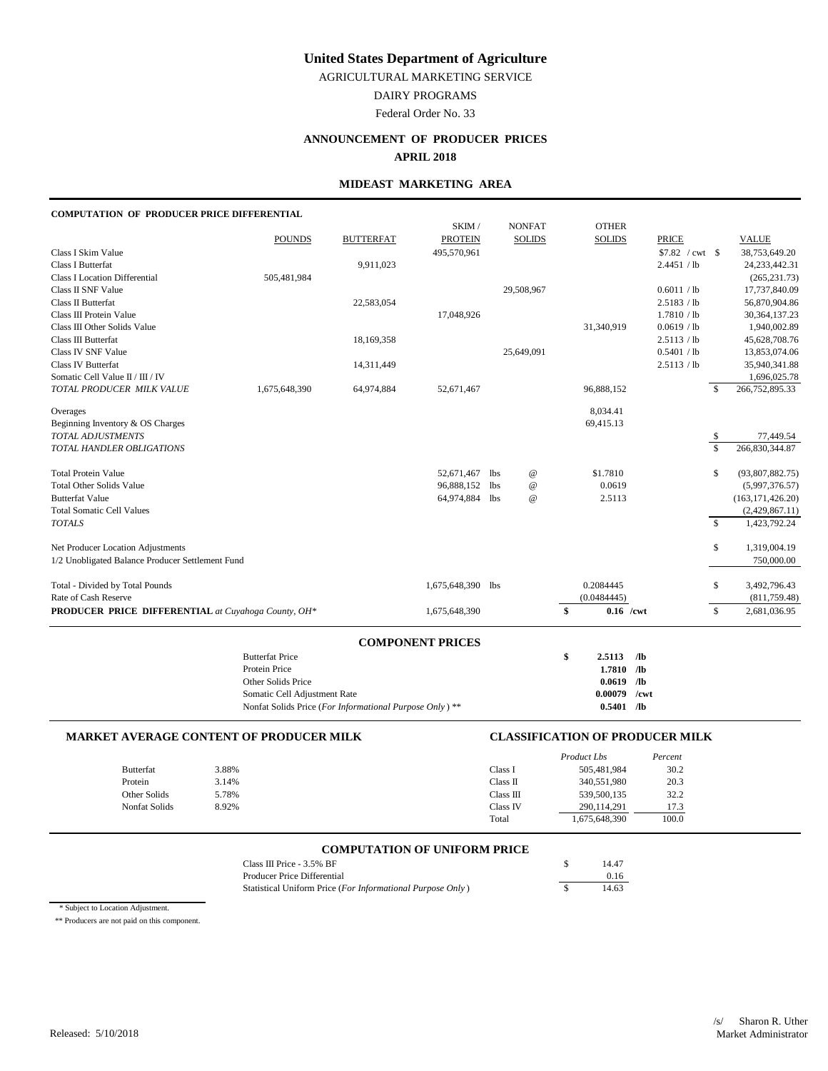# United States Department of Agriculture

AGRICULTURAL MARKETING SERVICE

DAIRY PROGRAMS

Federal Order No. 33

## ANNOUNCEMENT OF PRODUCER PRICES

**APRIL 2018**

### MIDEAST MARKETING AREA

**COMPUTATION OF PRODUCER PRICE DIFFERENTIAL**

| | POUNDS | BUTTERFAT | SKIM / PROTEIN | NONFAT SOLIDS | OTHER SOLIDS | PRICE | VALUE |
|---|---|---|---|---|---|---|---|
| Class I Skim Value | | | 495,570,961 | | | $7.82 / cwt | $ 38,753,649.20 |
| Class I Butterfat | | 9,911,023 | | | | 2.4451 / lb | 24,233,442.31 |
| Class I Location Differential | 505,481,984 | | | | | | (265,231.73) |
| Class II SNF Value | | | | 29,508,967 | | 0.6011 / lb | 17,737,840.09 |
| Class II Butterfat | | 22,583,054 | | | | 2.5183 / lb | 56,870,904.86 |
| Class III Protein Value | | | 17,048,926 | | | 1.7810 / lb | 30,364,137.23 |
| Class III Other Solids Value | | | | | 31,340,919 | 0.0619 / lb | 1,940,002.89 |
| Class III Butterfat | | 18,169,358 | | | | 2.5113 / lb | 45,628,708.76 |
| Class IV SNF Value | | | | 25,649,091 | | 0.5401 / lb | 13,853,074.06 |
| Class IV Butterfat | | 14,311,449 | | | | 2.5113 / lb | 35,940,341.88 |
| Somatic Cell Value II / III / IV | | | | | | | 1,696,025.78 |
| *TOTAL PRODUCER MILK VALUE* | 1,675,648,390 | 64,974,884 | 52,671,467 | | 96,888,152 | | $ 266,752,895.33 |
| Overages | | | | | 8,034.41 | | |
| Beginning Inventory & OS Charges | | | | | 69,415.13 | | |
| *TOTAL ADJUSTMENTS* | | | | | | | $ 77,449.54 |
| *TOTAL HANDLER OBLIGATIONS* | | | | | | | $ 266,830,344.87 |
| Total Protein Value | | | 52,671,467 lbs | @ | $1.7810 | | $ (93,807,882.75) |
| Total Other Solids Value | | | 96,888,152 lbs | @ | 0.0619 | | (5,997,376.57) |
| Butterfat Value | | | 64,974,884 lbs | @ | 2.5113 | | (163,171,426.20) |
| Total Somatic Cell Values | | | | | | | (2,429,867.11) |
| *TOTALS* | | | | | | | $ 1,423,792.24 |
| Net Producer Location Adjustments | | | | | | | $ 1,319,004.19 |
| 1/2 Unobligated Balance Producer Settlement Fund | | | | | | | 750,000.00 |
| Total - Divided by Total Pounds | | | 1,675,648,390 lbs | | 0.2084445 | | $ 3,492,796.43 |
| Rate of Cash Reserve | | | | | (0.0484445) | | (811,759.48) |
| **PRODUCER PRICE DIFFERENTIAL** *at Cuyahoga County, OH\** | | | 1,675,648,390 | | **$ 0.16 /cwt** | | $ 2,681,036.95 |

### COMPONENT PRICES

| | | |
|---|---|---|
| Butterfat Price | **$ 2.5113** | **/lb** |
| Protein Price | **1.7810** | **/lb** |
| Other Solids Price | **0.0619** | **/lb** |
| Somatic Cell Adjustment Rate | **0.00079** | **/cwt** |
| Nonfat Solids Price (*For Informational Purpose Only*) ** | **0.5401** | **/lb** |

### MARKET AVERAGE CONTENT OF PRODUCER MILK

| | |
|---|---|
| Butterfat | 3.88% |
| Protein | 3.14% |
| Other Solids | 5.78% |
| Nonfat Solids | 8.92% |

### CLASSIFICATION OF PRODUCER MILK

| | *Product Lbs* | *Percent* |
|---|---|---|
| Class I | 505,481,984 | 30.2 |
| Class II | 340,551,980 | 20.3 |
| Class III | 539,500,135 | 32.2 |
| Class IV | 290,114,291 | 17.3 |
| Total | 1,675,648,390 | 100.0 |

### COMPUTATION OF UNIFORM PRICE

| | |
|---|---|
| Class III Price - 3.5% BF | $ 14.47 |
| Producer Price Differential | 0.16 |
| Statistical Uniform Price (*For Informational Purpose Only*) | $ 14.63 |

\* Subject to Location Adjustment.

\*\* Producers are not paid on this component.

Released: 5/10/2018

/s/ Sharon R. Uther
Market Administrator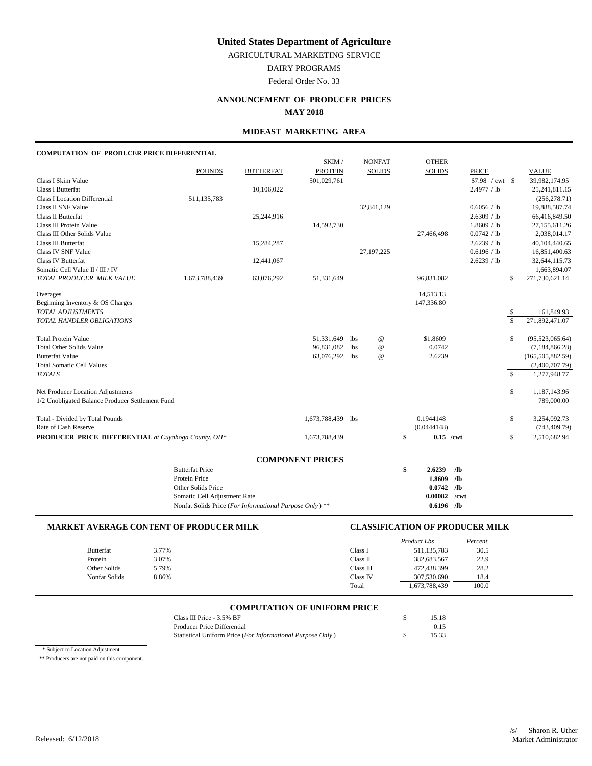# United States Department of Agriculture

AGRICULTURAL MARKETING SERVICE

DAIRY PROGRAMS

Federal Order No. 33

## ANNOUNCEMENT OF PRODUCER PRICES

**MAY 2018**

### MIDEAST MARKETING AREA

**COMPUTATION OF PRODUCER PRICE DIFFERENTIAL**

| | POUNDS | BUTTERFAT | SKIM / PROTEIN | NONFAT SOLIDS | OTHER SOLIDS | PRICE | | VALUE |
|---|---|---|---|---|---|---|---|---|
| Class I Skim Value | | | 501,029,761 | | | $7.98 / cwt | $ | 39,982,174.95 |
| Class I Butterfat | | 10,106,022 | | | | 2.4977 / lb | | 25,241,811.15 |
| Class I Location Differential | 511,135,783 | | | | | | | (256,278.71) |
| Class II SNF Value | | | | 32,841,129 | | 0.6056 / lb | | 19,888,587.74 |
| Class II Butterfat | | 25,244,916 | | | | 2.6309 / lb | | 66,416,849.50 |
| Class III Protein Value | | | 14,592,730 | | | 1.8609 / lb | | 27,155,611.26 |
| Class III Other Solids Value | | | | | 27,466,498 | 0.0742 / lb | | 2,038,014.17 |
| Class III Butterfat | | 15,284,287 | | | | 2.6239 / lb | | 40,104,440.65 |
| Class IV SNF Value | | | | 27,197,225 | | 0.6196 / lb | | 16,851,400.63 |
| Class IV Butterfat | | 12,441,067 | | | | 2.6239 / lb | | 32,644,115.73 |
| Somatic Cell Value II / III / IV | | | | | | | | 1,663,894.07 |
| *TOTAL PRODUCER MILK VALUE* | 1,673,788,439 | 63,076,292 | 51,331,649 | | 96,831,082 | | $ | 271,730,621.14 |
| Overages | | | | | 14,513.13 | | | |
| Beginning Inventory & OS Charges | | | | | 147,336.80 | | | |
| *TOTAL ADJUSTMENTS* | | | | | | | $ | 161,849.93 |
| *TOTAL HANDLER OBLIGATIONS* | | | | | | | $ | 271,892,471.07 |
| Total Protein Value | | | 51,331,649 | lbs @ | $1.8609 | | $ | (95,523,065.64) |
| Total Other Solids Value | | | 96,831,082 | lbs @ | 0.0742 | | | (7,184,866.28) |
| Butterfat Value | | | 63,076,292 | lbs @ | 2.6239 | | | (165,505,882.59) |
| Total Somatic Cell Values | | | | | | | | (2,400,707.79) |
| *TOTALS* | | | | | | | $ | 1,277,948.77 |
| Net Producer Location Adjustments | | | | | | | $ | 1,187,143.96 |
| 1/2 Unobligated Balance Producer Settlement Fund | | | | | | | | 789,000.00 |
| Total - Divided by Total Pounds | | | 1,673,788,439 | lbs | 0.1944148 | | $ | 3,254,092.73 |
| Rate of Cash Reserve | | | | | (0.0444148) | | | (743,409.79) |
| **PRODUCER PRICE DIFFERENTIAL** *at Cuyahoga County, OH\** | | | 1,673,788,439 | | $ 0.15 /cwt | | $ | 2,510,682.94 |

### COMPONENT PRICES

| | | |
|---|---|---|
| Butterfat Price | $ 2.6239 | /lb |
| Protein Price | 1.8609 | /lb |
| Other Solids Price | 0.0742 | /lb |
| Somatic Cell Adjustment Rate | 0.00082 | /cwt |
| Nonfat Solids Price (*For Informational Purpose Only*) ** | 0.6196 | /lb |

### MARKET AVERAGE CONTENT OF PRODUCER MILK

| | |
|---|---|
| Butterfat | 3.77% |
| Protein | 3.07% |
| Other Solids | 5.79% |
| Nonfat Solids | 8.86% |

### CLASSIFICATION OF PRODUCER MILK

| | *Product Lbs* | *Percent* |
|---|---|---|
| Class I | 511,135,783 | 30.5 |
| Class II | 382,683,567 | 22.9 |
| Class III | 472,438,399 | 28.2 |
| Class IV | 307,530,690 | 18.4 |
| Total | 1,673,788,439 | 100.0 |

### COMPUTATION OF UNIFORM PRICE

| | |
|---|---|
| Class III Price - 3.5% BF | $ 15.18 |
| Producer Price Differential | 0.15 |
| Statistical Uniform Price (*For Informational Purpose Only*) | $ 15.33 |

\* Subject to Location Adjustment.

\*\* Producers are not paid on this component.

Released: 6/12/2018

/s/ Sharon R. Uther
Market Administrator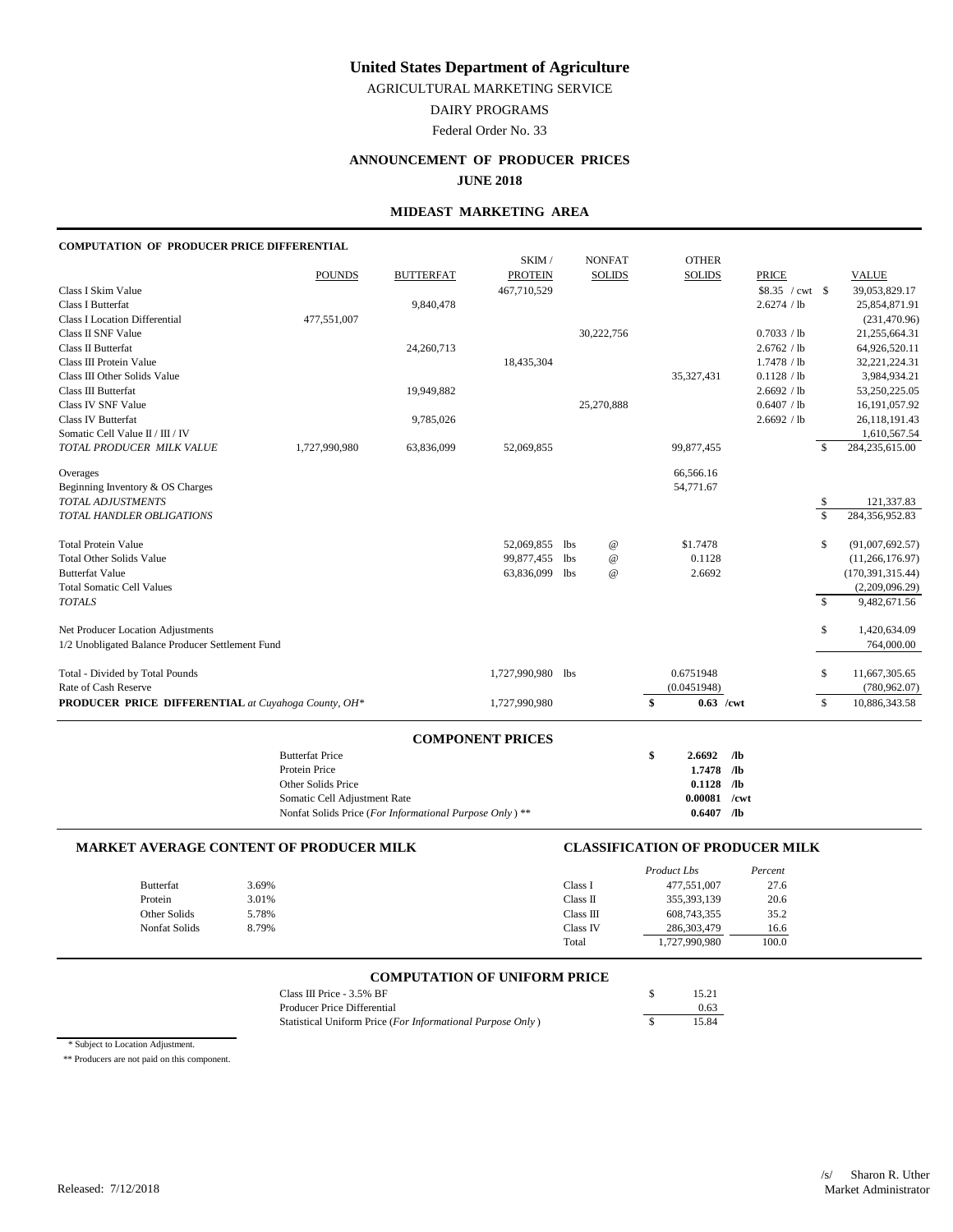# United States Department of Agriculture

AGRICULTURAL MARKETING SERVICE

DAIRY PROGRAMS

Federal Order No. 33

## ANNOUNCEMENT OF PRODUCER PRICES

**JUNE 2018**

### MIDEAST MARKETING AREA

**COMPUTATION OF PRODUCER PRICE DIFFERENTIAL**

| | POUNDS | BUTTERFAT | SKIM / PROTEIN | NONFAT SOLIDS | OTHER SOLIDS | PRICE | VALUE |
|---|---|---|---|---|---|---|---|
| Class I Skim Value | | | 467,710,529 | | | $8.35 / cwt | $ 39,053,829.17 |
| Class I Butterfat | | 9,840,478 | | | | 2.6274 / lb | 25,854,871.91 |
| Class I Location Differential | 477,551,007 | | | | | | (231,470.96) |
| Class II SNF Value | | | | 30,222,756 | | 0.7033 / lb | 21,255,664.31 |
| Class II Butterfat | | 24,260,713 | | | | 2.6762 / lb | 64,926,520.11 |
| Class III Protein Value | | | 18,435,304 | | | 1.7478 / lb | 32,221,224.31 |
| Class III Other Solids Value | | | | | 35,327,431 | 0.1128 / lb | 3,984,934.21 |
| Class III Butterfat | | 19,949,882 | | | | 2.6692 / lb | 53,250,225.05 |
| Class IV SNF Value | | | | 25,270,888 | | 0.6407 / lb | 16,191,057.92 |
| Class IV Butterfat | | 9,785,026 | | | | 2.6692 / lb | 26,118,191.43 |
| Somatic Cell Value II / III / IV | | | | | | | 1,610,567.54 |
| *TOTAL PRODUCER MILK VALUE* | 1,727,990,980 | 63,836,099 | 52,069,855 | | 99,877,455 | | $ 284,235,615.00 |
| Overages | | | | | 66,566.16 | | |
| Beginning Inventory & OS Charges | | | | | 54,771.67 | | |
| *TOTAL ADJUSTMENTS* | | | | | | | $ 121,337.83 |
| *TOTAL HANDLER OBLIGATIONS* | | | | | | | $ 284,356,952.83 |
| Total Protein Value | | | 52,069,855 lbs | @ | $1.7478 | | $ (91,007,692.57) |
| Total Other Solids Value | | | 99,877,455 lbs | @ | 0.1128 | | (11,266,176.97) |
| Butterfat Value | | | 63,836,099 lbs | @ | 2.6692 | | (170,391,315.44) |
| Total Somatic Cell Values | | | | | | | (2,209,096.29) |
| *TOTALS* | | | | | | | $ 9,482,671.56 |
| Net Producer Location Adjustments | | | | | | | $ 1,420,634.09 |
| 1/2 Unobligated Balance Producer Settlement Fund | | | | | | | 764,000.00 |
| Total - Divided by Total Pounds | | | 1,727,990,980 lbs | | 0.6751948 | | $ 11,667,305.65 |
| Rate of Cash Reserve | | | | | (0.0451948) | | (780,962.07) |
| **PRODUCER PRICE DIFFERENTIAL** *at Cuyahoga County, OH\** | | | 1,727,990,980 | | **$ 0.63 /cwt** | | $ 10,886,343.58 |

### COMPONENT PRICES

| | | |
|---|---|---|
| Butterfat Price | **$ 2.6692** | **/lb** |
| Protein Price | **1.7478** | **/lb** |
| Other Solids Price | **0.1128** | **/lb** |
| Somatic Cell Adjustment Rate | **0.00081** | **/cwt** |
| Nonfat Solids Price (*For Informational Purpose Only*) ** | **0.6407** | **/lb** |

### MARKET AVERAGE CONTENT OF PRODUCER MILK

| | |
|---|---|
| Butterfat | 3.69% |
| Protein | 3.01% |
| Other Solids | 5.78% |
| Nonfat Solids | 8.79% |

### CLASSIFICATION OF PRODUCER MILK

| | *Product Lbs* | *Percent* |
|---|---|---|
| Class I | 477,551,007 | 27.6 |
| Class II | 355,393,139 | 20.6 |
| Class III | 608,743,355 | 35.2 |
| Class IV | 286,303,479 | 16.6 |
| Total | 1,727,990,980 | 100.0 |

### COMPUTATION OF UNIFORM PRICE

| | |
|---|---|
| Class III Price - 3.5% BF | $ 15.21 |
| Producer Price Differential | 0.63 |
| Statistical Uniform Price (*For Informational Purpose Only*) | $ 15.84 |

\* Subject to Location Adjustment.

** Producers are not paid on this component.

Released: 7/12/2018

/s/ Sharon R. Uther
Market Administrator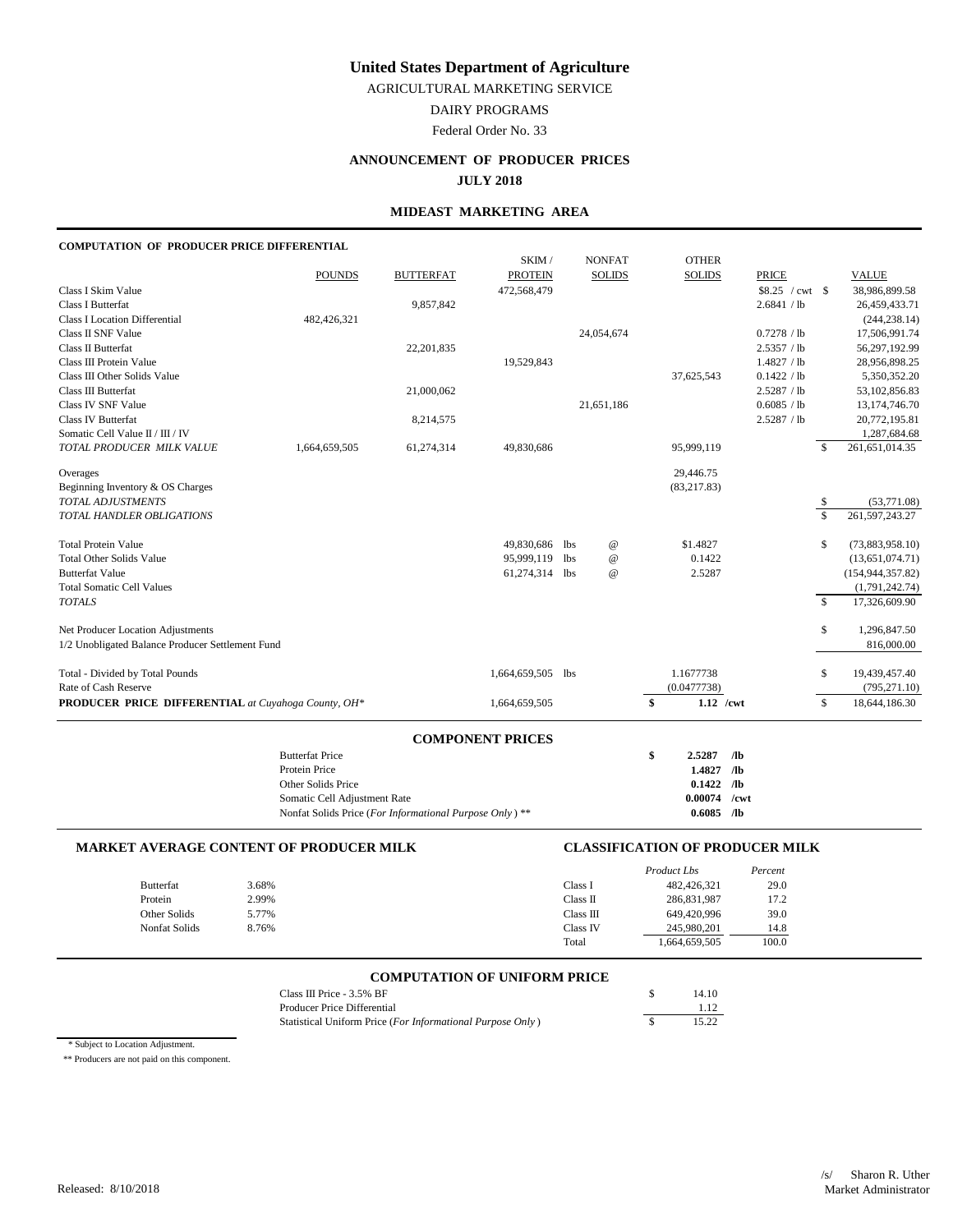# United States Department of Agriculture

AGRICULTURAL MARKETING SERVICE

DAIRY PROGRAMS

Federal Order No. 33

## ANNOUNCEMENT OF PRODUCER PRICES

**JULY 2018**

### MIDEAST MARKETING AREA

**COMPUTATION OF PRODUCER PRICE DIFFERENTIAL**

| | POUNDS | BUTTERFAT | SKIM / PROTEIN | NONFAT SOLIDS | OTHER SOLIDS | PRICE | VALUE |
|---|---|---|---|---|---|---|---|
| Class I Skim Value | | | 472,568,479 | | | $8.25 / cwt | $ 38,986,899.58 |
| Class I Butterfat | | 9,857,842 | | | | 2.6841 / lb | 26,459,433.71 |
| Class I Location Differential | 482,426,321 | | | | | | (244,238.14) |
| Class II SNF Value | | | | 24,054,674 | | 0.7278 / lb | 17,506,991.74 |
| Class II Butterfat | | 22,201,835 | | | | 2.5357 / lb | 56,297,192.99 |
| Class III Protein Value | | | 19,529,843 | | | 1.4827 / lb | 28,956,898.25 |
| Class III Other Solids Value | | | | | 37,625,543 | 0.1422 / lb | 5,350,352.20 |
| Class III Butterfat | | 21,000,062 | | | | 2.5287 / lb | 53,102,856.83 |
| Class IV SNF Value | | | | 21,651,186 | | 0.6085 / lb | 13,174,746.70 |
| Class IV Butterfat | | 8,214,575 | | | | 2.5287 / lb | 20,772,195.81 |
| Somatic Cell Value II / III / IV | | | | | | | 1,287,684.68 |
| *TOTAL PRODUCER MILK VALUE* | 1,664,659,505 | 61,274,314 | 49,830,686 | | 95,999,119 | | $ 261,651,014.35 |
| Overages | | | | | 29,446.75 | | |
| Beginning Inventory & OS Charges | | | | | (83,217.83) | | |
| *TOTAL ADJUSTMENTS* | | | | | | | $ (53,771.08) |
| *TOTAL HANDLER OBLIGATIONS* | | | | | | | $ 261,597,243.27 |
| Total Protein Value | | | 49,830,686 lbs | @ | $1.4827 | | $ (73,883,958.10) |
| Total Other Solids Value | | | 95,999,119 lbs | @ | 0.1422 | | (13,651,074.71) |
| Butterfat Value | | | 61,274,314 lbs | @ | 2.5287 | | (154,944,357.82) |
| Total Somatic Cell Values | | | | | | | (1,791,242.74) |
| *TOTALS* | | | | | | | $ 17,326,609.90 |
| Net Producer Location Adjustments | | | | | | | $ 1,296,847.50 |
| 1/2 Unobligated Balance Producer Settlement Fund | | | | | | | 816,000.00 |
| Total - Divided by Total Pounds | | | 1,664,659,505 lbs | | 1.1677738 | | $ 19,439,457.40 |
| Rate of Cash Reserve | | | | | (0.0477738) | | (795,271.10) |
| **PRODUCER PRICE DIFFERENTIAL** *at Cuyahoga County, OH\** | | | 1,664,659,505 | | **$ 1.12 /cwt** | | $ 18,644,186.30 |

### COMPONENT PRICES

| | |
|---|---|
| Butterfat Price | **$ 2.5287 /lb** |
| Protein Price | **1.4827 /lb** |
| Other Solids Price | **0.1422 /lb** |
| Somatic Cell Adjustment Rate | **0.00074 /cwt** |
| Nonfat Solids Price (*For Informational Purpose Only*) ** | **0.6085 /lb** |

### MARKET AVERAGE CONTENT OF PRODUCER MILK

| | |
|---|---|
| Butterfat | 3.68% |
| Protein | 2.99% |
| Other Solids | 5.77% |
| Nonfat Solids | 8.76% |

### CLASSIFICATION OF PRODUCER MILK

| | *Product Lbs* | *Percent* |
|---|---|---|
| Class I | 482,426,321 | 29.0 |
| Class II | 286,831,987 | 17.2 |
| Class III | 649,420,996 | 39.0 |
| Class IV | 245,980,201 | 14.8 |
| Total | 1,664,659,505 | 100.0 |

### COMPUTATION OF UNIFORM PRICE

| | |
|---|---|
| Class III Price - 3.5% BF | $ 14.10 |
| Producer Price Differential | 1.12 |
| Statistical Uniform Price (*For Informational Purpose Only*) | $ 15.22 |

\* Subject to Location Adjustment.

\** Producers are not paid on this component.

Released: 8/10/2018

/s/ Sharon R. Uther
Market Administrator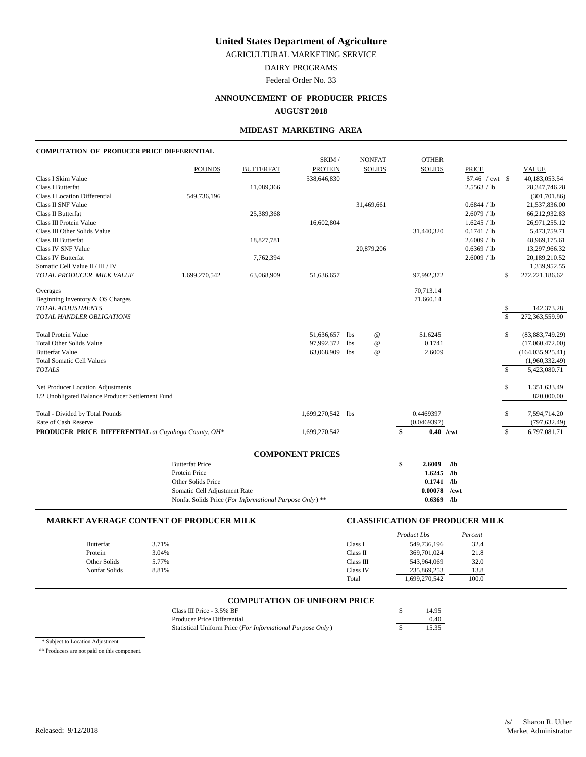# United States Department of Agriculture

AGRICULTURAL MARKETING SERVICE

DAIRY PROGRAMS

Federal Order No. 33

## ANNOUNCEMENT OF PRODUCER PRICES

**AUGUST 2018**

### MIDEAST MARKETING AREA

**COMPUTATION OF PRODUCER PRICE DIFFERENTIAL**

| | POUNDS | BUTTERFAT | SKIM / PROTEIN | NONFAT SOLIDS | OTHER SOLIDS | PRICE | | VALUE |
|---|---|---|---|---|---|---|---|---|
| Class I Skim Value | | | 538,646,830 | | | $7.46 / cwt | $ | 40,183,053.54 |
| Class I Butterfat | | 11,089,366 | | | | 2.5563 / lb | | 28,347,746.28 |
| Class I Location Differential | 549,736,196 | | | | | | | (301,701.86) |
| Class II SNF Value | | | | 31,469,661 | | 0.6844 / lb | | 21,537,836.00 |
| Class II Butterfat | | 25,389,368 | | | | 2.6079 / lb | | 66,212,932.83 |
| Class III Protein Value | | | 16,602,804 | | | 1.6245 / lb | | 26,971,255.12 |
| Class III Other Solids Value | | | | | 31,440,320 | 0.1741 / lb | | 5,473,759.71 |
| Class III Butterfat | | 18,827,781 | | | | 2.6009 / lb | | 48,969,175.61 |
| Class IV SNF Value | | | | 20,879,206 | | 0.6369 / lb | | 13,297,966.32 |
| Class IV Butterfat | | 7,762,394 | | | | 2.6009 / lb | | 20,189,210.52 |
| Somatic Cell Value II / III / IV | | | | | | | | 1,339,952.55 |
| *TOTAL PRODUCER MILK VALUE* | 1,699,270,542 | 63,068,909 | 51,636,657 | | 97,992,372 | | $ | 272,221,186.62 |
| Overages | | | | | 70,713.14 | | | |
| Beginning Inventory & OS Charges | | | | | 71,660.14 | | | |
| *TOTAL ADJUSTMENTS* | | | | | | | $ | 142,373.28 |
| *TOTAL HANDLER OBLIGATIONS* | | | | | | | $ | 272,363,559.90 |
| Total Protein Value | | | 51,636,657 lbs | @ | $1.6245 | | $ | (83,883,749.29) |
| Total Other Solids Value | | | 97,992,372 lbs | @ | 0.1741 | | | (17,060,472.00) |
| Butterfat Value | | | 63,068,909 lbs | @ | 2.6009 | | | (164,035,925.41) |
| Total Somatic Cell Values | | | | | | | | (1,960,332.49) |
| *TOTALS* | | | | | | | $ | 5,423,080.71 |
| Net Producer Location Adjustments | | | | | | | $ | 1,351,633.49 |
| 1/2 Unobligated Balance Producer Settlement Fund | | | | | | | | 820,000.00 |
| Total - Divided by Total Pounds | | | 1,699,270,542 lbs | | 0.4469397 | | $ | 7,594,714.20 |
| Rate of Cash Reserve | | | | | (0.0469397) | | | (797,632.49) |
| **PRODUCER PRICE DIFFERENTIAL** *at Cuyahoga County, OH\** | | | 1,699,270,542 | | **$ 0.40 /cwt** | | $ | 6,797,081.71 |

**COMPONENT PRICES**

| | | |
|---|---|---|
| Butterfat Price | **$ 2.6009** | **/lb** |
| Protein Price | **1.6245** | **/lb** |
| Other Solids Price | **0.1741** | **/lb** |
| Somatic Cell Adjustment Rate | **0.00078** | **/cwt** |
| Nonfat Solids Price (*For Informational Purpose Only*) ** | **0.6369** | **/lb** |

**MARKET AVERAGE CONTENT OF PRODUCER MILK**

| | |
|---|---|
| Butterfat | 3.71% |
| Protein | 3.04% |
| Other Solids | 5.77% |
| Nonfat Solids | 8.81% |

**CLASSIFICATION OF PRODUCER MILK**

| | *Product Lbs* | *Percent* |
|---|---|---|
| Class I | 549,736,196 | 32.4 |
| Class II | 369,701,024 | 21.8 |
| Class III | 543,964,069 | 32.0 |
| Class IV | 235,869,253 | 13.8 |
| Total | 1,699,270,542 | 100.0 |

**COMPUTATION OF UNIFORM PRICE**

| | |
|---|---|
| Class III Price - 3.5% BF | $ 14.95 |
| Producer Price Differential | 0.40 |
| Statistical Uniform Price (*For Informational Purpose Only*) | $ 15.35 |

\* Subject to Location Adjustment.

** Producers are not paid on this component.

Released: 9/12/2018

/s/ Sharon R. Uther
Market Administrator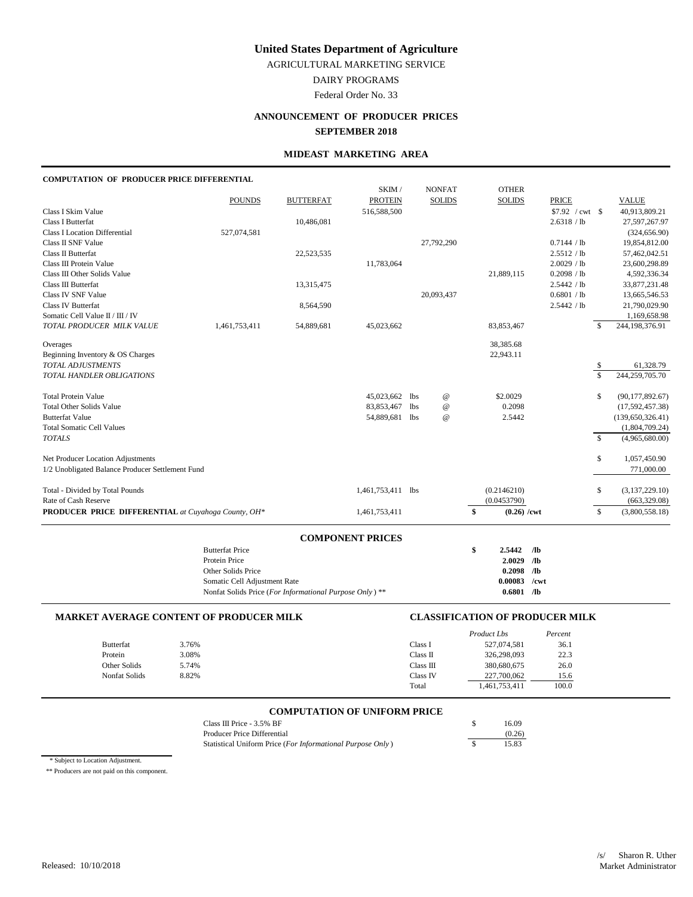# United States Department of Agriculture

AGRICULTURAL MARKETING SERVICE

DAIRY PROGRAMS

Federal Order No. 33

## ANNOUNCEMENT OF PRODUCER PRICES

## SEPTEMBER 2018

### MIDEAST MARKETING AREA

**COMPUTATION OF PRODUCER PRICE DIFFERENTIAL**

| | POUNDS | BUTTERFAT | SKIM / PROTEIN | NONFAT SOLIDS | OTHER SOLIDS | PRICE | VALUE |
|---|---|---|---|---|---|---|---|
| Class I Skim Value | | | 516,588,500 | | | $7.92 / cwt | $ 40,913,809.21 |
| Class I Butterfat | | 10,486,081 | | | | 2.6318 / lb | 27,597,267.97 |
| Class I Location Differential | 527,074,581 | | | | | | (324,656.90) |
| Class II SNF Value | | | | 27,792,290 | | 0.7144 / lb | 19,854,812.00 |
| Class II Butterfat | | 22,523,535 | | | | 2.5512 / lb | 57,462,042.51 |
| Class III Protein Value | | | 11,783,064 | | | 2.0029 / lb | 23,600,298.89 |
| Class III Other Solids Value | | | | | 21,889,115 | 0.2098 / lb | 4,592,336.34 |
| Class III Butterfat | | 13,315,475 | | | | 2.5442 / lb | 33,877,231.48 |
| Class IV SNF Value | | | | 20,093,437 | | 0.6801 / lb | 13,665,546.53 |
| Class IV Butterfat | | 8,564,590 | | | | 2.5442 / lb | 21,790,029.90 |
| Somatic Cell Value II / III / IV | | | | | | | 1,169,658.98 |
| *TOTAL PRODUCER MILK VALUE* | 1,461,753,411 | 54,889,681 | 45,023,662 | | 83,853,467 | | $ 244,198,376.91 |
| Overages | | | | | 38,385.68 | | |
| Beginning Inventory & OS Charges | | | | | 22,943.11 | | |
| *TOTAL ADJUSTMENTS* | | | | | | | $ 61,328.79 |
| *TOTAL HANDLER OBLIGATIONS* | | | | | | | $ 244,259,705.70 |
| Total Protein Value | | | 45,023,662 lbs | @ | $2.0029 | | $ (90,177,892.67) |
| Total Other Solids Value | | | 83,853,467 lbs | @ | 0.2098 | | (17,592,457.38) |
| Butterfat Value | | | 54,889,681 lbs | @ | 2.5442 | | (139,650,326.41) |
| Total Somatic Cell Values | | | | | | | (1,804,709.24) |
| *TOTALS* | | | | | | | $ (4,965,680.00) |
| Net Producer Location Adjustments | | | | | | | $ 1,057,450.90 |
| 1/2 Unobligated Balance Producer Settlement Fund | | | | | | | 771,000.00 |
| Total - Divided by Total Pounds | | | 1,461,753,411 lbs | | (0.2146210) | | $ (3,137,229.10) |
| Rate of Cash Reserve | | | | | (0.0453790) | | (663,329.08) |
| **PRODUCER PRICE DIFFERENTIAL** *at Cuyahoga County, OH\** | | | 1,461,753,411 | | **$ (0.26) /cwt** | | $ (3,800,558.18) |

### COMPONENT PRICES

| | |
|---|---|
| Butterfat Price | **$ 2.5442 /lb** |
| Protein Price | **2.0029 /lb** |
| Other Solids Price | **0.2098 /lb** |
| Somatic Cell Adjustment Rate | **0.00083 /cwt** |
| Nonfat Solids Price (*For Informational Purpose Only*) ** | **0.6801 /lb** |

### MARKET AVERAGE CONTENT OF PRODUCER MILK

| | |
|---|---|
| Butterfat | 3.76% |
| Protein | 3.08% |
| Other Solids | 5.74% |
| Nonfat Solids | 8.82% |

### CLASSIFICATION OF PRODUCER MILK

| | *Product Lbs* | *Percent* |
|---|---|---|
| Class I | 527,074,581 | 36.1 |
| Class II | 326,298,093 | 22.3 |
| Class III | 380,680,675 | 26.0 |
| Class IV | 227,700,062 | 15.6 |
| Total | 1,461,753,411 | 100.0 |

### COMPUTATION OF UNIFORM PRICE

| | |
|---|---|
| Class III Price - 3.5% BF | $ 16.09 |
| Producer Price Differential | (0.26) |
| Statistical Uniform Price (*For Informational Purpose Only*) | $ 15.83 |

\* Subject to Location Adjustment.

** Producers are not paid on this component.

Released: 10/10/2018

/s/ Sharon R. Uther
Market Administrator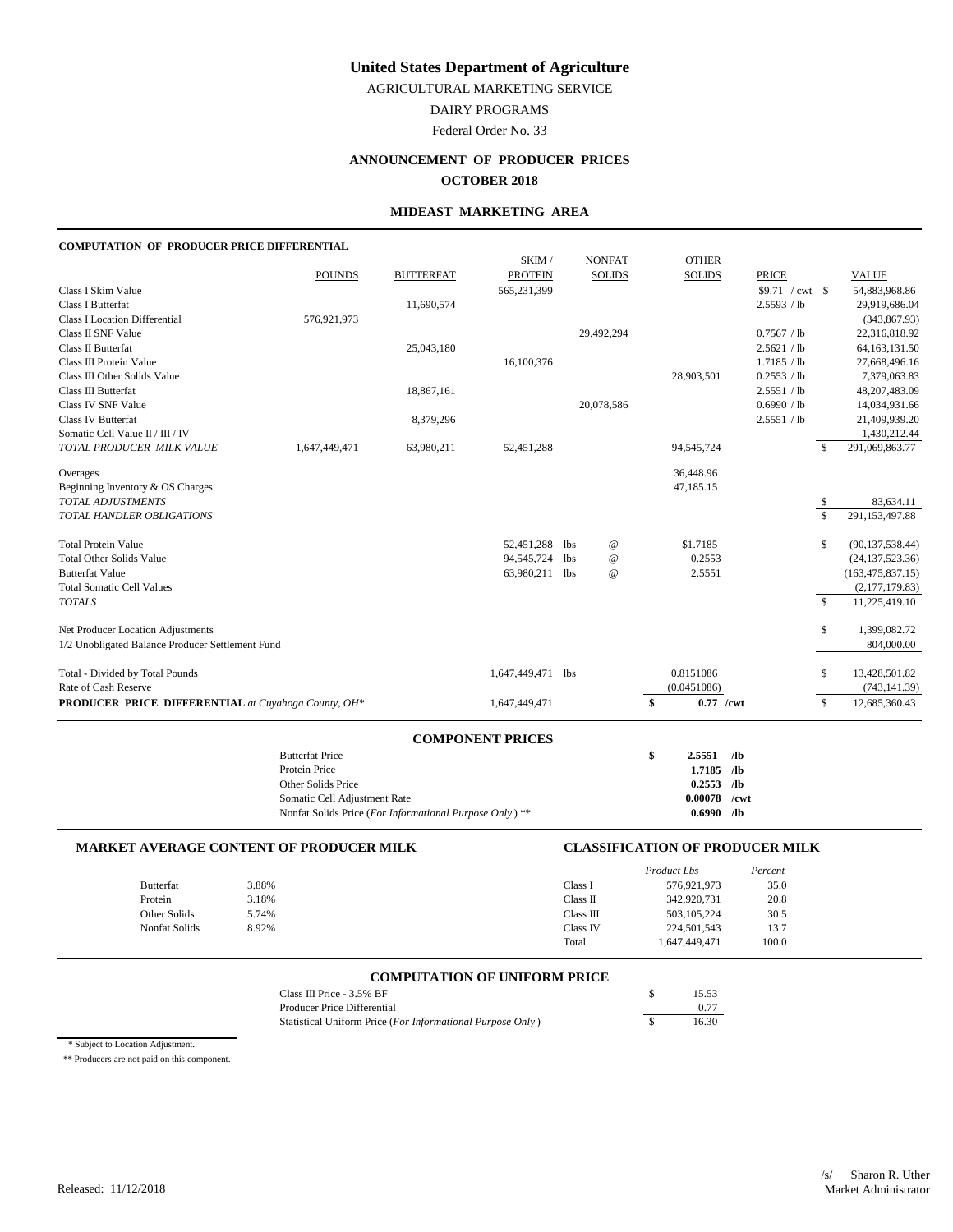# United States Department of Agriculture

AGRICULTURAL MARKETING SERVICE

DAIRY PROGRAMS

Federal Order No. 33

## ANNOUNCEMENT OF PRODUCER PRICES

## OCTOBER 2018

### MIDEAST MARKETING AREA

**COMPUTATION OF PRODUCER PRICE DIFFERENTIAL**

| | POUNDS | BUTTERFAT | SKIM / PROTEIN | NONFAT SOLIDS | OTHER SOLIDS | PRICE | VALUE |
|---|---|---|---|---|---|---|---|
| Class I Skim Value | | | 565,231,399 | | | $9.71 / cwt | $ 54,883,968.86 |
| Class I Butterfat | | 11,690,574 | | | | 2.5593 / lb | 29,919,686.04 |
| Class I Location Differential | 576,921,973 | | | | | | (343,867.93) |
| Class II SNF Value | | | | 29,492,294 | | 0.7567 / lb | 22,316,818.92 |
| Class II Butterfat | | 25,043,180 | | | | 2.5621 / lb | 64,163,131.50 |
| Class III Protein Value | | | 16,100,376 | | | 1.7185 / lb | 27,668,496.16 |
| Class III Other Solids Value | | | | | 28,903,501 | 0.2553 / lb | 7,379,063.83 |
| Class III Butterfat | | 18,867,161 | | | | 2.5551 / lb | 48,207,483.09 |
| Class IV SNF Value | | | | 20,078,586 | | 0.6990 / lb | 14,034,931.66 |
| Class IV Butterfat | | 8,379,296 | | | | 2.5551 / lb | 21,409,939.20 |
| Somatic Cell Value II / III / IV | | | | | | | 1,430,212.44 |
| *TOTAL PRODUCER MILK VALUE* | 1,647,449,471 | 63,980,211 | 52,451,288 | | 94,545,724 | | $ 291,069,863.77 |
| Overages | | | | | 36,448.96 | | |
| Beginning Inventory & OS Charges | | | | | 47,185.15 | | |
| *TOTAL ADJUSTMENTS* | | | | | | | $ 83,634.11 |
| *TOTAL HANDLER OBLIGATIONS* | | | | | | | $ 291,153,497.88 |
| Total Protein Value | | | 52,451,288 | lbs @ | $1.7185 | | $ (90,137,538.44) |
| Total Other Solids Value | | | 94,545,724 | lbs @ | 0.2553 | | (24,137,523.36) |
| Butterfat Value | | | 63,980,211 | lbs @ | 2.5551 | | (163,475,837.15) |
| Total Somatic Cell Values | | | | | | | (2,177,179.83) |
| *TOTALS* | | | | | | | $ 11,225,419.10 |
| Net Producer Location Adjustments | | | | | | | $ 1,399,082.72 |
| 1/2 Unobligated Balance Producer Settlement Fund | | | | | | | 804,000.00 |
| Total - Divided by Total Pounds | | | 1,647,449,471 | lbs | 0.8151086 | | $ 13,428,501.82 |
| Rate of Cash Reserve | | | | | (0.0451086) | | (743,141.39) |
| **PRODUCER PRICE DIFFERENTIAL** *at Cuyahoga County, OH\** | | | 1,647,449,471 | | **$ 0.77 /cwt** | | $ 12,685,360.43 |

### COMPONENT PRICES

| | |
|---|---|
| Butterfat Price | **$ 2.5551 /lb** |
| Protein Price | **1.7185 /lb** |
| Other Solids Price | **0.2553 /lb** |
| Somatic Cell Adjustment Rate | **0.00078 /cwt** |
| Nonfat Solids Price (*For Informational Purpose Only*) ** | **0.6990 /lb** |

### MARKET AVERAGE CONTENT OF PRODUCER MILK

| | |
|---|---|
| Butterfat | 3.88% |
| Protein | 3.18% |
| Other Solids | 5.74% |
| Nonfat Solids | 8.92% |

### CLASSIFICATION OF PRODUCER MILK

| | *Product Lbs* | *Percent* |
|---|---|---|
| Class I | 576,921,973 | 35.0 |
| Class II | 342,920,731 | 20.8 |
| Class III | 503,105,224 | 30.5 |
| Class IV | 224,501,543 | 13.7 |
| Total | 1,647,449,471 | 100.0 |

### COMPUTATION OF UNIFORM PRICE

| | |
|---|---|
| Class III Price - 3.5% BF | $ 15.53 |
| Producer Price Differential | 0.77 |
| Statistical Uniform Price (*For Informational Purpose Only*) | $ 16.30 |

\* Subject to Location Adjustment.

** Producers are not paid on this component.

Released: 11/12/2018

/s/ Sharon R. Uther
Market Administrator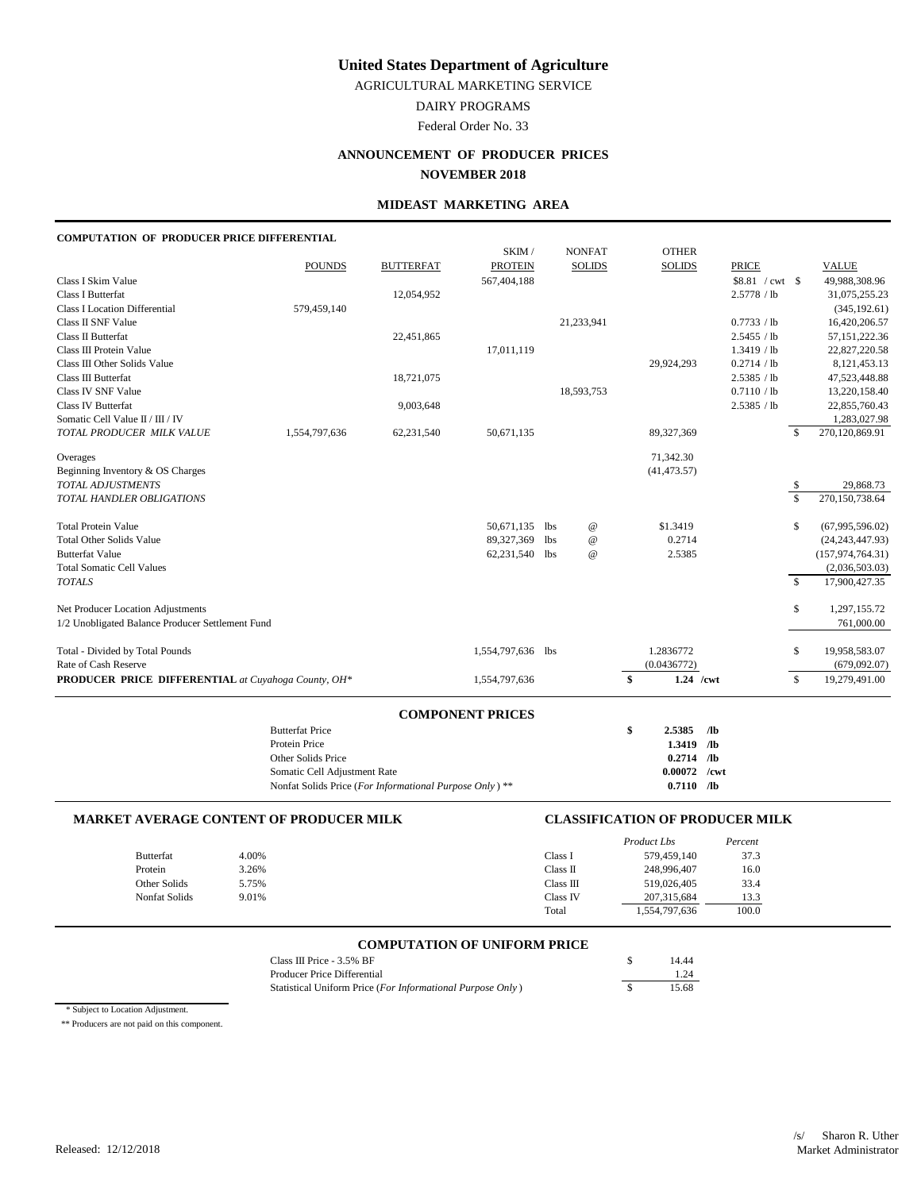# United States Department of Agriculture

AGRICULTURAL MARKETING SERVICE

DAIRY PROGRAMS

Federal Order No. 33

## ANNOUNCEMENT OF PRODUCER PRICES

## NOVEMBER 2018

### MIDEAST MARKETING AREA

**COMPUTATION OF PRODUCER PRICE DIFFERENTIAL**

| | POUNDS | BUTTERFAT | SKIM / PROTEIN | NONFAT SOLIDS | OTHER SOLIDS | PRICE | VALUE |
|---|---|---|---|---|---|---|---|
| Class I Skim Value | | | 567,404,188 | | | $8.81 / cwt | $ 49,988,308.96 |
| Class I Butterfat | | 12,054,952 | | | | 2.5778 / lb | 31,075,255.23 |
| Class I Location Differential | 579,459,140 | | | | | | (345,192.61) |
| Class II SNF Value | | | | 21,233,941 | | 0.7733 / lb | 16,420,206.57 |
| Class II Butterfat | | 22,451,865 | | | | 2.5455 / lb | 57,151,222.36 |
| Class III Protein Value | | | 17,011,119 | | | 1.3419 / lb | 22,827,220.58 |
| Class III Other Solids Value | | | | | 29,924,293 | 0.2714 / lb | 8,121,453.13 |
| Class III Butterfat | | 18,721,075 | | | | 2.5385 / lb | 47,523,448.88 |
| Class IV SNF Value | | | | 18,593,753 | | 0.7110 / lb | 13,220,158.40 |
| Class IV Butterfat | | 9,003,648 | | | | 2.5385 / lb | 22,855,760.43 |
| Somatic Cell Value II / III / IV | | | | | | | 1,283,027.98 |
| *TOTAL PRODUCER MILK VALUE* | 1,554,797,636 | 62,231,540 | 50,671,135 | | 89,327,369 | | $ 270,120,869.91 |
| Overages | | | | | 71,342.30 | | |
| Beginning Inventory & OS Charges | | | | | (41,473.57) | | |
| *TOTAL ADJUSTMENTS* | | | | | | | $ 29,868.73 |
| *TOTAL HANDLER OBLIGATIONS* | | | | | | | $ 270,150,738.64 |
| Total Protein Value | | | 50,671,135 lbs | @ | $1.3419 | | $ (67,995,596.02) |
| Total Other Solids Value | | | 89,327,369 lbs | @ | 0.2714 | | (24,243,447.93) |
| Butterfat Value | | | 62,231,540 lbs | @ | 2.5385 | | (157,974,764.31) |
| Total Somatic Cell Values | | | | | | | (2,036,503.03) |
| *TOTALS* | | | | | | | $ 17,900,427.35 |
| Net Producer Location Adjustments | | | | | | | $ 1,297,155.72 |
| 1/2 Unobligated Balance Producer Settlement Fund | | | | | | | 761,000.00 |
| Total - Divided by Total Pounds | | | 1,554,797,636 lbs | | 1.2836772 | | $ 19,958,583.07 |
| Rate of Cash Reserve | | | | | (0.0436772) | | (679,092.07) |
| **PRODUCER PRICE DIFFERENTIAL** *at Cuyahoga County, OH\** | | | 1,554,797,636 | | **$ 1.24 /cwt** | | $ 19,279,491.00 |

**COMPONENT PRICES**

| | | |
|---|---|---|
| Butterfat Price | **$ 2.5385** | **/lb** |
| Protein Price | **1.3419** | **/lb** |
| Other Solids Price | **0.2714** | **/lb** |
| Somatic Cell Adjustment Rate | **0.00072** | **/cwt** |
| Nonfat Solids Price (*For Informational Purpose Only*) ** | **0.7110** | **/lb** |

**MARKET AVERAGE CONTENT OF PRODUCER MILK**

| | |
|---|---|
| Butterfat | 4.00% |
| Protein | 3.26% |
| Other Solids | 5.75% |
| Nonfat Solids | 9.01% |

**CLASSIFICATION OF PRODUCER MILK**

| | *Product Lbs* | *Percent* |
|---|---|---|
| Class I | 579,459,140 | 37.3 |
| Class II | 248,996,407 | 16.0 |
| Class III | 519,026,405 | 33.4 |
| Class IV | 207,315,684 | 13.3 |
| Total | 1,554,797,636 | 100.0 |

**COMPUTATION OF UNIFORM PRICE**

| | |
|---|---|
| Class III Price - 3.5% BF | $ 14.44 |
| Producer Price Differential | 1.24 |
| Statistical Uniform Price (*For Informational Purpose Only*) | $ 15.68 |

\* Subject to Location Adjustment.

\** Producers are not paid on this component.

Released: 12/12/2018

/s/ Sharon R. Uther
Market Administrator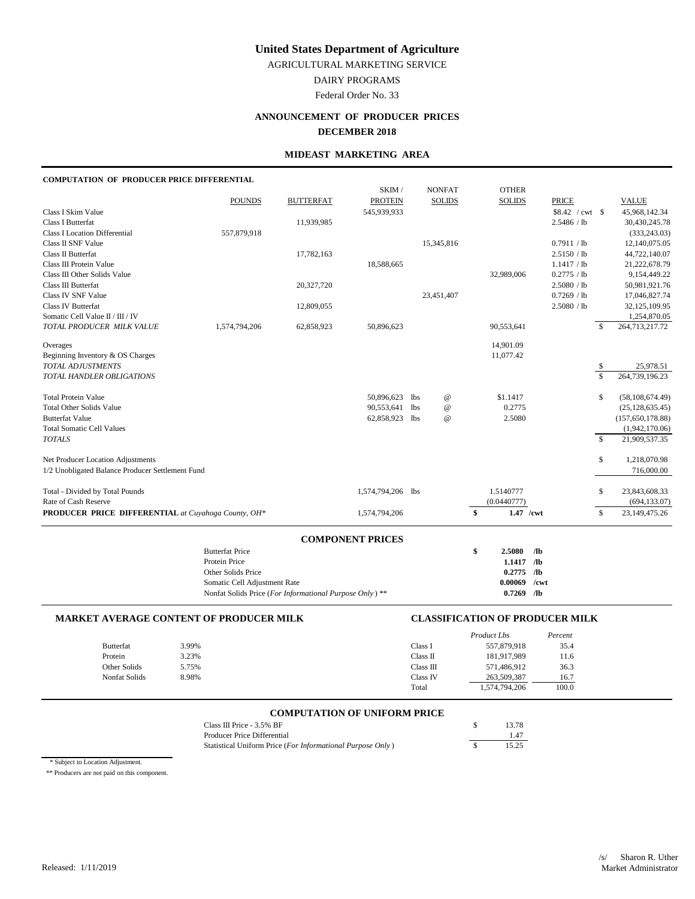# United States Department of Agriculture

AGRICULTURAL MARKETING SERVICE

DAIRY PROGRAMS

Federal Order No. 33

## ANNOUNCEMENT OF PRODUCER PRICES

**DECEMBER 2018**

### MIDEAST MARKETING AREA

**COMPUTATION OF PRODUCER PRICE DIFFERENTIAL**

| | POUNDS | BUTTERFAT | SKIM / PROTEIN | NONFAT SOLIDS | OTHER SOLIDS | PRICE | VALUE |
|---|---|---|---|---|---|---|---|
| Class I Skim Value | | | 545,939,933 | | | $8.42 / cwt | $ 45,968,142.34 |
| Class I Butterfat | | 11,939,985 | | | | 2.5486 / lb | 30,430,245.78 |
| Class I Location Differential | 557,879,918 | | | | | | (333,243.03) |
| Class II SNF Value | | | | 15,345,816 | | 0.7911 / lb | 12,140,075.05 |
| Class II Butterfat | | 17,782,163 | | | | 2.5150 / lb | 44,722,140.07 |
| Class III Protein Value | | | 18,588,665 | | | 1.1417 / lb | 21,222,678.79 |
| Class III Other Solids Value | | | | | 32,989,006 | 0.2775 / lb | 9,154,449.22 |
| Class III Butterfat | | 20,327,720 | | | | 2.5080 / lb | 50,981,921.76 |
| Class IV SNF Value | | | | 23,451,407 | | 0.7269 / lb | 17,046,827.74 |
| Class IV Butterfat | | 12,809,055 | | | | 2.5080 / lb | 32,125,109.95 |
| Somatic Cell Value II / III / IV | | | | | | | 1,254,870.05 |
| *TOTAL PRODUCER MILK VALUE* | 1,574,794,206 | 62,858,923 | 50,896,623 | | 90,553,641 | | $ 264,713,217.72 |
| Overages | | | | | 14,901.09 | | |
| Beginning Inventory & OS Charges | | | | | 11,077.42 | | |
| *TOTAL ADJUSTMENTS* | | | | | | | $ 25,978.51 |
| *TOTAL HANDLER OBLIGATIONS* | | | | | | | $ 264,739,196.23 |
| Total Protein Value | | | 50,896,623 lbs | @ | $1.1417 | | $ (58,108,674.49) |
| Total Other Solids Value | | | 90,553,641 lbs | @ | 0.2775 | | (25,128,635.45) |
| Butterfat Value | | | 62,858,923 lbs | @ | 2.5080 | | (157,650,178.88) |
| Total Somatic Cell Values | | | | | | | (1,942,170.06) |
| *TOTALS* | | | | | | | $ 21,909,537.35 |
| Net Producer Location Adjustments | | | | | | | $ 1,218,070.98 |
| 1/2 Unobligated Balance Producer Settlement Fund | | | | | | | 716,000.00 |
| Total - Divided by Total Pounds | | | 1,574,794,206 lbs | | 1.5140777 | | $ 23,843,608.33 |
| Rate of Cash Reserve | | | | | (0.0440777) | | (694,133.07) |
| **PRODUCER PRICE DIFFERENTIAL** *at Cuyahoga County, OH\** | | | 1,574,794,206 | | **$ 1.47 /cwt** | | $ 23,149,475.26 |

**COMPONENT PRICES**

| | |
|---|---|
| Butterfat Price | **$ 2.5080 /lb** |
| Protein Price | **1.1417 /lb** |
| Other Solids Price | **0.2775 /lb** |
| Somatic Cell Adjustment Rate | **0.00069 /cwt** |
| Nonfat Solids Price (*For Informational Purpose Only*) ** | **0.7269 /lb** |

**MARKET AVERAGE CONTENT OF PRODUCER MILK**

| | |
|---|---|
| Butterfat | 3.99% |
| Protein | 3.23% |
| Other Solids | 5.75% |
| Nonfat Solids | 8.98% |

**CLASSIFICATION OF PRODUCER MILK**

| | *Product Lbs* | *Percent* |
|---|---|---|
| Class I | 557,879,918 | 35.4 |
| Class II | 181,917,989 | 11.6 |
| Class III | 571,486,912 | 36.3 |
| Class IV | 263,509,387 | 16.7 |
| Total | 1,574,794,206 | 100.0 |

**COMPUTATION OF UNIFORM PRICE**

| | |
|---|---|
| Class III Price - 3.5% BF | $ 13.78 |
| Producer Price Differential | 1.47 |
| Statistical Uniform Price (*For Informational Purpose Only*) | $ 15.25 |

\* Subject to Location Adjustment.

** Producers are not paid on this component.

Released: 1/11/2019

/s/ Sharon R. Uther
Market Administrator